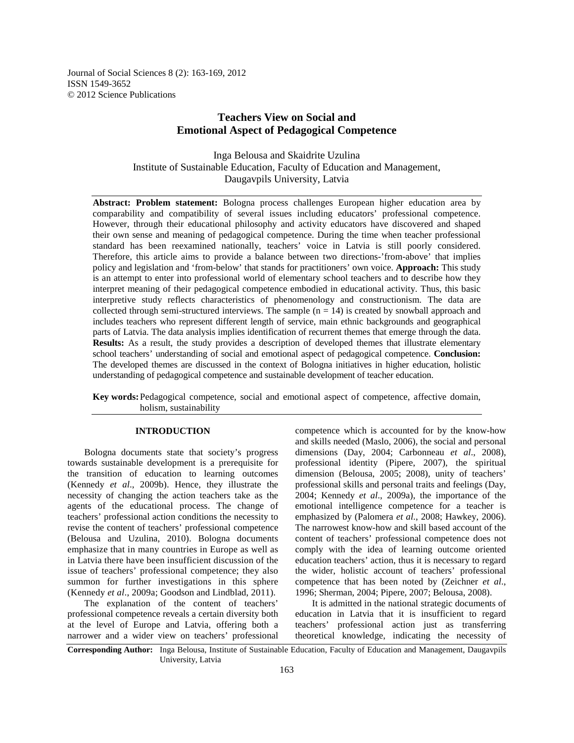# Teachers View on Social and Emotional Aspect of Pedagogical Competence

Inga Belousa and Skaidrite Uzulina
Institute of Sustainable Education, Faculty of Education and Management, Daugavpils University, Latvia

**Abstract: Problem statement:** Bologna process challenges European higher education area by comparability and compatibility of several issues including educators' professional competence. However, through their educational philosophy and activity educators have discovered and shaped their own sense and meaning of pedagogical competence. During the time when teacher professional standard has been reexamined nationally, teachers' voice in Latvia is still poorly considered. Therefore, this article aims to provide a balance between two directions-'from-above' that implies policy and legislation and 'from-below' that stands for practitioners' own voice. **Approach:** This study is an attempt to enter into professional world of elementary school teachers and to describe how they interpret meaning of their pedagogical competence embodied in educational activity. Thus, this basic interpretive study reflects characteristics of phenomenology and constructionism. The data are collected through semi-structured interviews. The sample ($n = 14$) is created by snowball approach and includes teachers who represent different length of service, main ethnic backgrounds and geographical parts of Latvia. The data analysis implies identification of recurrent themes that emerge through the data. **Results:** As a result, the study provides a description of developed themes that illustrate elementary school teachers' understanding of social and emotional aspect of pedagogical competence. **Conclusion:** The developed themes are discussed in the context of Bologna initiatives in higher education, holistic understanding of pedagogical competence and sustainable development of teacher education.

**Key words:** Pedagogical competence, social and emotional aspect of competence, affective domain, holism, sustainability

## INTRODUCTION

Bologna documents state that society's progress towards sustainable development is a prerequisite for the transition of education to learning outcomes (Kennedy *et al*., 2009b). Hence, they illustrate the necessity of changing the action teachers take as the agents of the educational process. The change of teachers' professional action conditions the necessity to revise the content of teachers' professional competence (Belousa and Uzulina, 2010). Bologna documents emphasize that in many countries in Europe as well as in Latvia there have been insufficient discussion of the issue of teachers' professional competence; they also summon for further investigations in this sphere (Kennedy *et al*., 2009a; Goodson and Lindblad, 2011).

The explanation of the content of teachers' professional competence reveals a certain diversity both at the level of Europe and Latvia, offering both a narrower and a wider view on teachers' professional competence which is accounted for by the know-how and skills needed (Maslo, 2006), the social and personal dimensions (Day, 2004; Carbonneau *et al*., 2008), professional identity (Pipere, 2007), the spiritual dimension (Belousa, 2005; 2008), unity of teachers' professional skills and personal traits and feelings (Day, 2004; Kennedy *et al*., 2009a), the importance of the emotional intelligence competence for a teacher is emphasized by (Palomera *et al*., 2008; Hawkey, 2006). The narrowest know-how and skill based account of the content of teachers' professional competence does not comply with the idea of learning outcome oriented education teachers' action, thus it is necessary to regard the wider, holistic account of teachers' professional competence that has been noted by (Zeichner *et al*., 1996; Sherman, 2004; Pipere, 2007; Belousa, 2008).

It is admitted in the national strategic documents of education in Latvia that it is insufficient to regard teachers' professional action just as transferring theoretical knowledge, indicating the necessity of

**Corresponding Author:** Inga Belousa, Institute of Sustainable Education, Faculty of Education and Management, Daugavpils University, Latvia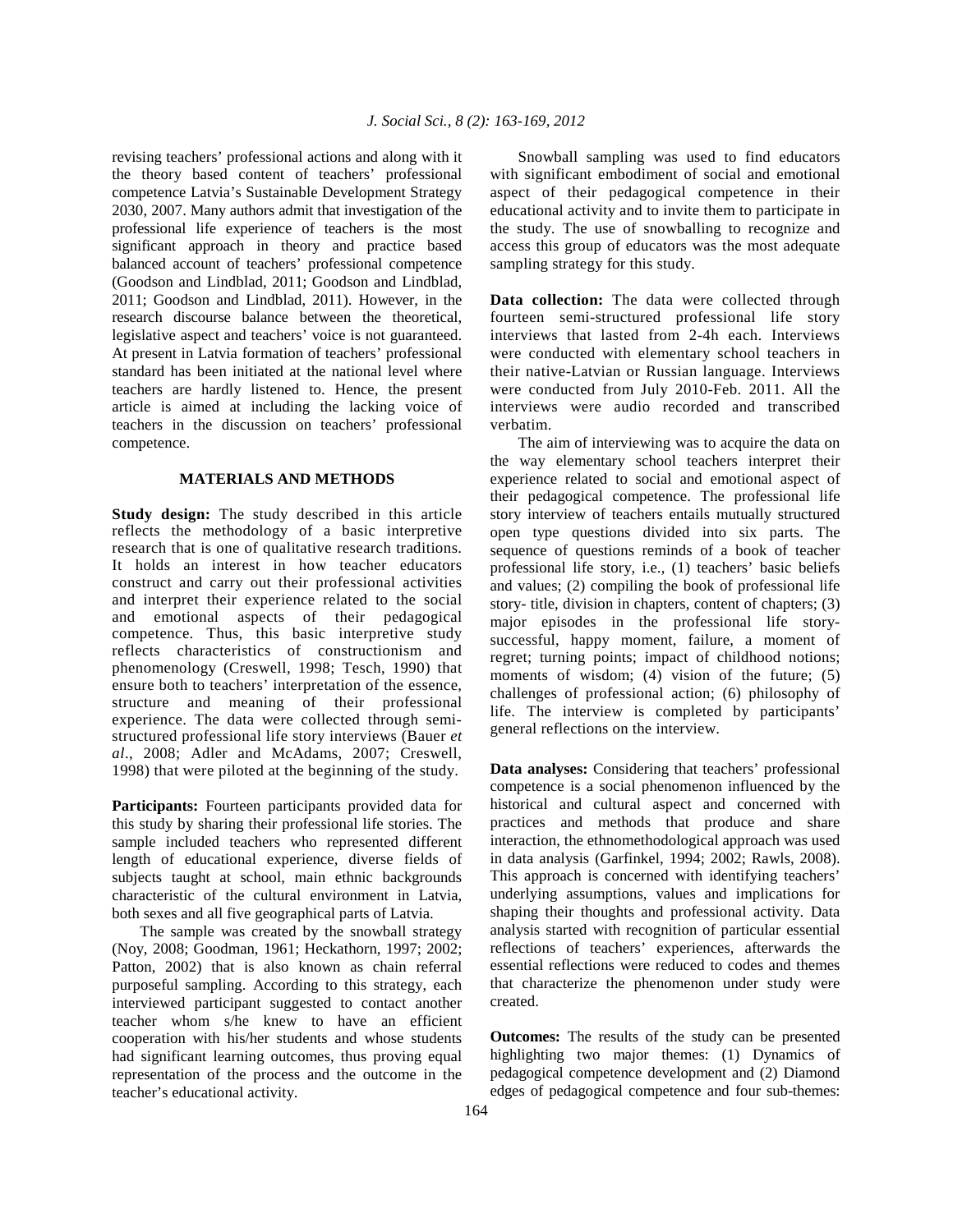revising teachers' professional actions and along with it the theory based content of teachers' professional competence Latvia's Sustainable Development Strategy 2030, 2007. Many authors admit that investigation of the professional life experience of teachers is the most significant approach in theory and practice based balanced account of teachers' professional competence (Goodson and Lindblad, 2011; Goodson and Lindblad, 2011; Goodson and Lindblad, 2011). However, in the research discourse balance between the theoretical, legislative aspect and teachers' voice is not guaranteed. At present in Latvia formation of teachers' professional standard has been initiated at the national level where teachers are hardly listened to. Hence, the present article is aimed at including the lacking voice of teachers in the discussion on teachers' professional competence.

## MATERIALS AND METHODS

**Study design:** The study described in this article reflects the methodology of a basic interpretive research that is one of qualitative research traditions. It holds an interest in how teacher educators construct and carry out their professional activities and interpret their experience related to the social and emotional aspects of their pedagogical competence. Thus, this basic interpretive study reflects characteristics of constructionism and phenomenology (Creswell, 1998; Tesch, 1990) that ensure both to teachers' interpretation of the essence, structure and meaning of their professional experience. The data were collected through semi-structured professional life story interviews (Bauer *et al*., 2008; Adler and McAdams, 2007; Creswell, 1998) that were piloted at the beginning of the study.

**Participants:** Fourteen participants provided data for this study by sharing their professional life stories. The sample included teachers who represented different length of educational experience, diverse fields of subjects taught at school, main ethnic backgrounds characteristic of the cultural environment in Latvia, both sexes and all five geographical parts of Latvia.

The sample was created by the snowball strategy (Noy, 2008; Goodman, 1961; Heckathorn, 1997; 2002; Patton, 2002) that is also known as chain referral purposeful sampling. According to this strategy, each interviewed participant suggested to contact another teacher whom s/he knew to have an efficient cooperation with his/her students and whose students had significant learning outcomes, thus proving equal representation of the process and the outcome in the teacher's educational activity.

Snowball sampling was used to find educators with significant embodiment of social and emotional aspect of their pedagogical competence in their educational activity and to invite them to participate in the study. The use of snowballing to recognize and access this group of educators was the most adequate sampling strategy for this study.

**Data collection:** The data were collected through fourteen semi-structured professional life story interviews that lasted from 2-4h each. Interviews were conducted with elementary school teachers in their native-Latvian or Russian language. Interviews were conducted from July 2010-Feb. 2011. All the interviews were audio recorded and transcribed verbatim.

The aim of interviewing was to acquire the data on the way elementary school teachers interpret their experience related to social and emotional aspect of their pedagogical competence. The professional life story interview of teachers entails mutually structured open type questions divided into six parts. The sequence of questions reminds of a book of teacher professional life story, i.e., (1) teachers' basic beliefs and values; (2) compiling the book of professional life story- title, division in chapters, content of chapters; (3) major episodes in the professional life story-successful, happy moment, failure, a moment of regret; turning points; impact of childhood notions; moments of wisdom; (4) vision of the future; (5) challenges of professional action; (6) philosophy of life. The interview is completed by participants' general reflections on the interview.

**Data analyses:** Considering that teachers' professional competence is a social phenomenon influenced by the historical and cultural aspect and concerned with practices and methods that produce and share interaction, the ethnomethodological approach was used in data analysis (Garfinkel, 1994; 2002; Rawls, 2008). This approach is concerned with identifying teachers' underlying assumptions, values and implications for shaping their thoughts and professional activity. Data analysis started with recognition of particular essential reflections of teachers' experiences, afterwards the essential reflections were reduced to codes and themes that characterize the phenomenon under study were created.

**Outcomes:** The results of the study can be presented highlighting two major themes: (1) Dynamics of pedagogical competence development and (2) Diamond edges of pedagogical competence and four sub-themes: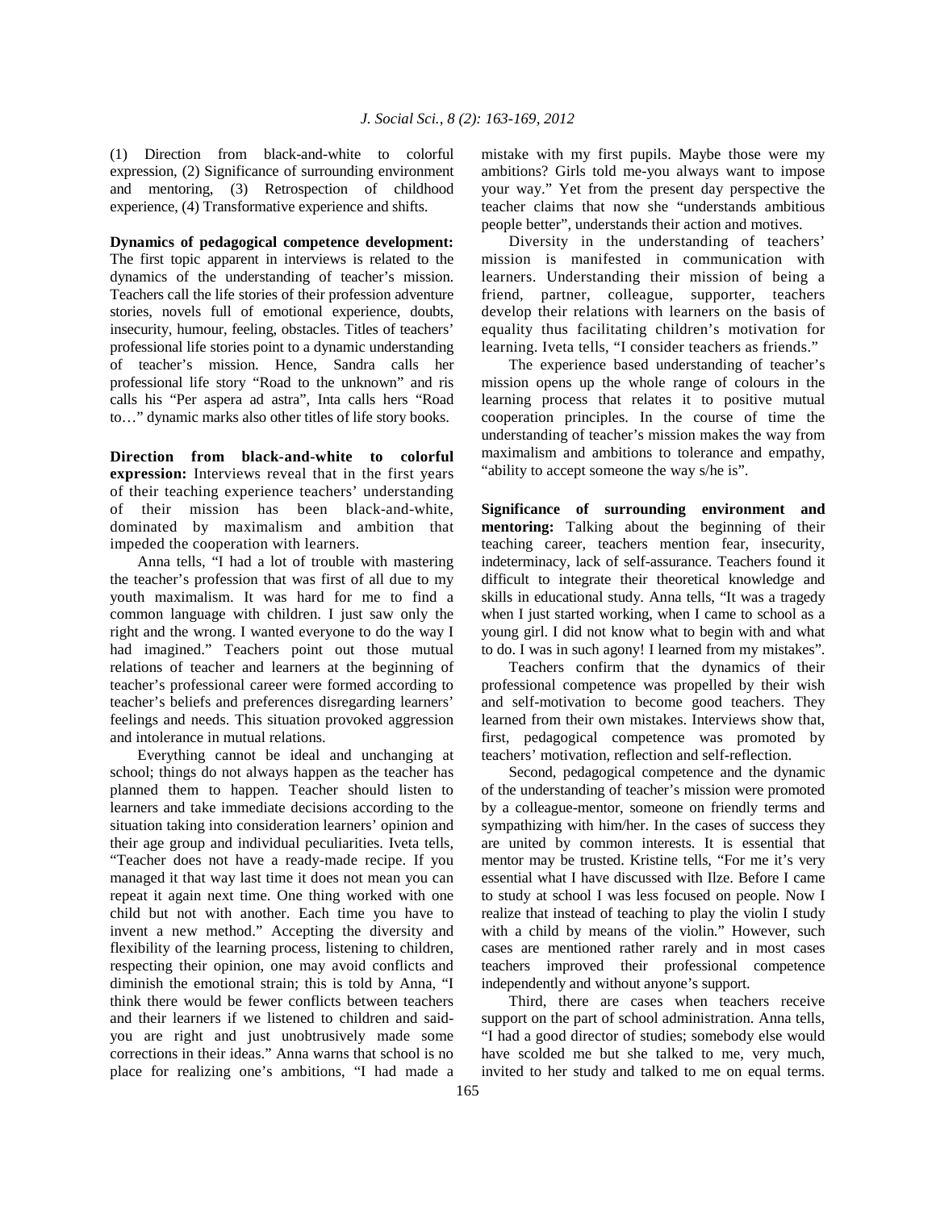(1) Direction from black-and-white to colorful expression, (2) Significance of surrounding environment and mentoring, (3) Retrospection of childhood experience, (4) Transformative experience and shifts.

**Dynamics of pedagogical competence development:** The first topic apparent in interviews is related to the dynamics of the understanding of teacher's mission. Teachers call the life stories of their profession adventure stories, novels full of emotional experience, doubts, insecurity, humour, feeling, obstacles. Titles of teachers' professional life stories point to a dynamic understanding of teacher's mission. Hence, Sandra calls her professional life story "Road to the unknown" and ris calls his "Per aspera ad astra", Inta calls hers "Road to…" dynamic marks also other titles of life story books.

**Direction from black-and-white to colorful expression:** Interviews reveal that in the first years of their teaching experience teachers' understanding of their mission has been black-and-white, dominated by maximalism and ambition that impeded the cooperation with learners.

Anna tells, "I had a lot of trouble with mastering the teacher's profession that was first of all due to my youth maximalism. It was hard for me to find a common language with children. I just saw only the right and the wrong. I wanted everyone to do the way I had imagined." Teachers point out those mutual relations of teacher and learners at the beginning of teacher's professional career were formed according to teacher's beliefs and preferences disregarding learners' feelings and needs. This situation provoked aggression and intolerance in mutual relations.

Everything cannot be ideal and unchanging at school; things do not always happen as the teacher has planned them to happen. Teacher should listen to learners and take immediate decisions according to the situation taking into consideration learners' opinion and their age group and individual peculiarities. Iveta tells, "Teacher does not have a ready-made recipe. If you managed it that way last time it does not mean you can repeat it again next time. One thing worked with one child but not with another. Each time you have to invent a new method." Accepting the diversity and flexibility of the learning process, listening to children, respecting their opinion, one may avoid conflicts and diminish the emotional strain; this is told by Anna, "I think there would be fewer conflicts between teachers and their learners if we listened to children and said-you are right and just unobtrusively made some corrections in their ideas." Anna warns that school is no place for realizing one's ambitions, "I had made a mistake with my first pupils. Maybe those were my ambitions? Girls told me-you always want to impose your way." Yet from the present day perspective the teacher claims that now she "understands ambitious people better", understands their action and motives.

Diversity in the understanding of teachers' mission is manifested in communication with learners. Understanding their mission of being a friend, partner, colleague, supporter, teachers develop their relations with learners on the basis of equality thus facilitating children's motivation for learning. Iveta tells, "I consider teachers as friends."

The experience based understanding of teacher's mission opens up the whole range of colours in the learning process that relates it to positive mutual cooperation principles. In the course of time the understanding of teacher's mission makes the way from maximalism and ambitions to tolerance and empathy, "ability to accept someone the way s/he is".

**Significance of surrounding environment and mentoring:** Talking about the beginning of their teaching career, teachers mention fear, insecurity, indeterminacy, lack of self-assurance. Teachers found it difficult to integrate their theoretical knowledge and skills in educational study. Anna tells, "It was a tragedy when I just started working, when I came to school as a young girl. I did not know what to begin with and what to do. I was in such agony! I learned from my mistakes".

Teachers confirm that the dynamics of their professional competence was propelled by their wish and self-motivation to become good teachers. They learned from their own mistakes. Interviews show that, first, pedagogical competence was promoted by teachers' motivation, reflection and self-reflection.

Second, pedagogical competence and the dynamic of the understanding of teacher's mission were promoted by a colleague-mentor, someone on friendly terms and sympathizing with him/her. In the cases of success they are united by common interests. It is essential that mentor may be trusted. Kristine tells, "For me it's very essential what I have discussed with Ilze. Before I came to study at school I was less focused on people. Now I realize that instead of teaching to play the violin I study with a child by means of the violin." However, such cases are mentioned rather rarely and in most cases teachers improved their professional competence independently and without anyone's support.

Third, there are cases when teachers receive support on the part of school administration. Anna tells, "I had a good director of studies; somebody else would have scolded me but she talked to me, very much, invited to her study and talked to me on equal terms.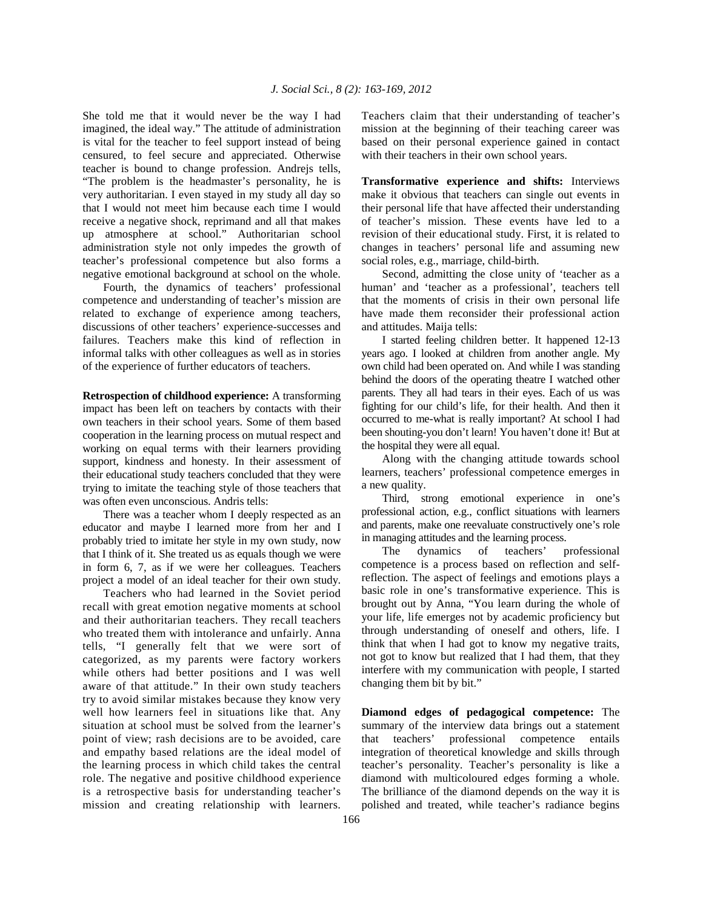She told me that it would never be the way I had imagined, the ideal way." The attitude of administration is vital for the teacher to feel support instead of being censured, to feel secure and appreciated. Otherwise teacher is bound to change profession. Andrejs tells, "The problem is the headmaster's personality, he is very authoritarian. I even stayed in my study all day so that I would not meet him because each time I would receive a negative shock, reprimand and all that makes up atmosphere at school." Authoritarian school administration style not only impedes the growth of teacher's professional competence but also forms a negative emotional background at school on the whole.

Fourth, the dynamics of teachers' professional competence and understanding of teacher's mission are related to exchange of experience among teachers, discussions of other teachers' experience-successes and failures. Teachers make this kind of reflection in informal talks with other colleagues as well as in stories of the experience of further educators of teachers.

**Retrospection of childhood experience:** A transforming impact has been left on teachers by contacts with their own teachers in their school years. Some of them based cooperation in the learning process on mutual respect and working on equal terms with their learners providing support, kindness and honesty. In their assessment of their educational study teachers concluded that they were trying to imitate the teaching style of those teachers that was often even unconscious. Andris tells:

There was a teacher whom I deeply respected as an educator and maybe I learned more from her and I probably tried to imitate her style in my own study, now that I think of it. She treated us as equals though we were in form 6, 7, as if we were her colleagues. Teachers project a model of an ideal teacher for their own study.

Teachers who had learned in the Soviet period recall with great emotion negative moments at school and their authoritarian teachers. They recall teachers who treated them with intolerance and unfairly. Anna tells, "I generally felt that we were sort of categorized, as my parents were factory workers while others had better positions and I was well aware of that attitude." In their own study teachers try to avoid similar mistakes because they know very well how learners feel in situations like that. Any situation at school must be solved from the learner's point of view; rash decisions are to be avoided, care and empathy based relations are the ideal model of the learning process in which child takes the central role. The negative and positive childhood experience is a retrospective basis for understanding teacher's mission and creating relationship with learners. Teachers claim that their understanding of teacher's mission at the beginning of their teaching career was based on their personal experience gained in contact with their teachers in their own school years.

**Transformative experience and shifts:** Interviews make it obvious that teachers can single out events in their personal life that have affected their understanding of teacher's mission. These events have led to a revision of their educational study. First, it is related to changes in teachers' personal life and assuming new social roles, e.g., marriage, child-birth.

Second, admitting the close unity of 'teacher as a human' and 'teacher as a professional', teachers tell that the moments of crisis in their own personal life have made them reconsider their professional action and attitudes. Maija tells:

I started feeling children better. It happened 12-13 years ago. I looked at children from another angle. My own child had been operated on. And while I was standing behind the doors of the operating theatre I watched other parents. They all had tears in their eyes. Each of us was fighting for our child's life, for their health. And then it occurred to me-what is really important? At school I had been shouting-you don't learn! You haven't done it! But at the hospital they were all equal.

Along with the changing attitude towards school learners, teachers' professional competence emerges in a new quality.

Third, strong emotional experience in one's professional action, e.g., conflict situations with learners and parents, make one reevaluate constructively one's role in managing attitudes and the learning process.

The dynamics of teachers' professional competence is a process based on reflection and self-reflection. The aspect of feelings and emotions plays a basic role in one's transformative experience. This is brought out by Anna, "You learn during the whole of your life, life emerges not by academic proficiency but through understanding of oneself and others, life. I think that when I had got to know my negative traits, not got to know but realized that I had them, that they interfere with my communication with people, I started changing them bit by bit."

**Diamond edges of pedagogical competence:** The summary of the interview data brings out a statement that teachers' professional competence entails integration of theoretical knowledge and skills through teacher's personality. Teacher's personality is like a diamond with multicoloured edges forming a whole. The brilliance of the diamond depends on the way it is polished and treated, while teacher's radiance begins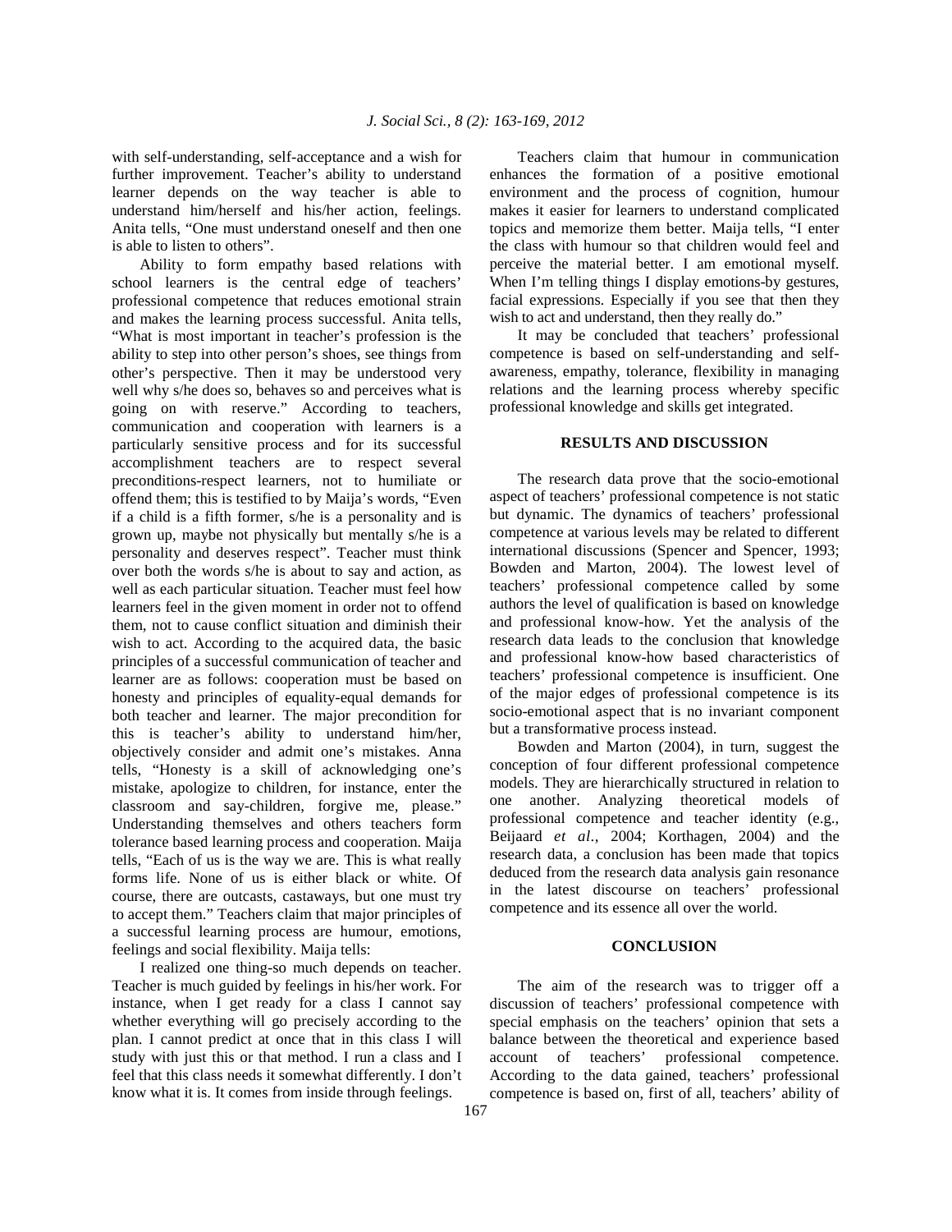with self-understanding, self-acceptance and a wish for further improvement. Teacher's ability to understand learner depends on the way teacher is able to understand him/herself and his/her action, feelings. Anita tells, "One must understand oneself and then one is able to listen to others".

Ability to form empathy based relations with school learners is the central edge of teachers' professional competence that reduces emotional strain and makes the learning process successful. Anita tells, "What is most important in teacher's profession is the ability to step into other person's shoes, see things from other's perspective. Then it may be understood very well why s/he does so, behaves so and perceives what is going on with reserve." According to teachers, communication and cooperation with learners is a particularly sensitive process and for its successful accomplishment teachers are to respect several preconditions-respect learners, not to humiliate or offend them; this is testified to by Maija's words, "Even if a child is a fifth former, s/he is a personality and is grown up, maybe not physically but mentally s/he is a personality and deserves respect". Teacher must think over both the words s/he is about to say and action, as well as each particular situation. Teacher must feel how learners feel in the given moment in order not to offend them, not to cause conflict situation and diminish their wish to act. According to the acquired data, the basic principles of a successful communication of teacher and learner are as follows: cooperation must be based on honesty and principles of equality-equal demands for both teacher and learner. The major precondition for this is teacher's ability to understand him/her, objectively consider and admit one's mistakes. Anna tells, "Honesty is a skill of acknowledging one's mistake, apologize to children, for instance, enter the classroom and say-children, forgive me, please." Understanding themselves and others teachers form tolerance based learning process and cooperation. Maija tells, "Each of us is the way we are. This is what really forms life. None of us is either black or white. Of course, there are outcasts, castaways, but one must try to accept them." Teachers claim that major principles of a successful learning process are humour, emotions, feelings and social flexibility. Maija tells:

I realized one thing-so much depends on teacher. Teacher is much guided by feelings in his/her work. For instance, when I get ready for a class I cannot say whether everything will go precisely according to the plan. I cannot predict at once that in this class I will study with just this or that method. I run a class and I feel that this class needs it somewhat differently. I don't know what it is. It comes from inside through feelings.

Teachers claim that humour in communication enhances the formation of a positive emotional environment and the process of cognition, humour makes it easier for learners to understand complicated topics and memorize them better. Maija tells, "I enter the class with humour so that children would feel and perceive the material better. I am emotional myself. When I'm telling things I display emotions-by gestures, facial expressions. Especially if you see that then they wish to act and understand, then they really do."

It may be concluded that teachers' professional competence is based on self-understanding and self-awareness, empathy, tolerance, flexibility in managing relations and the learning process whereby specific professional knowledge and skills get integrated.

## RESULTS AND DISCUSSION

The research data prove that the socio-emotional aspect of teachers' professional competence is not static but dynamic. The dynamics of teachers' professional competence at various levels may be related to different international discussions (Spencer and Spencer, 1993; Bowden and Marton, 2004). The lowest level of teachers' professional competence called by some authors the level of qualification is based on knowledge and professional know-how. Yet the analysis of the research data leads to the conclusion that knowledge and professional know-how based characteristics of teachers' professional competence is insufficient. One of the major edges of professional competence is its socio-emotional aspect that is no invariant component but a transformative process instead.

Bowden and Marton (2004), in turn, suggest the conception of four different professional competence models. They are hierarchically structured in relation to one another. Analyzing theoretical models of professional competence and teacher identity (e.g., Beijaard *et al*., 2004; Korthagen, 2004) and the research data, a conclusion has been made that topics deduced from the research data analysis gain resonance in the latest discourse on teachers' professional competence and its essence all over the world.

## CONCLUSION

The aim of the research was to trigger off a discussion of teachers' professional competence with special emphasis on the teachers' opinion that sets a balance between the theoretical and experience based account of teachers' professional competence. According to the data gained, teachers' professional competence is based on, first of all, teachers' ability of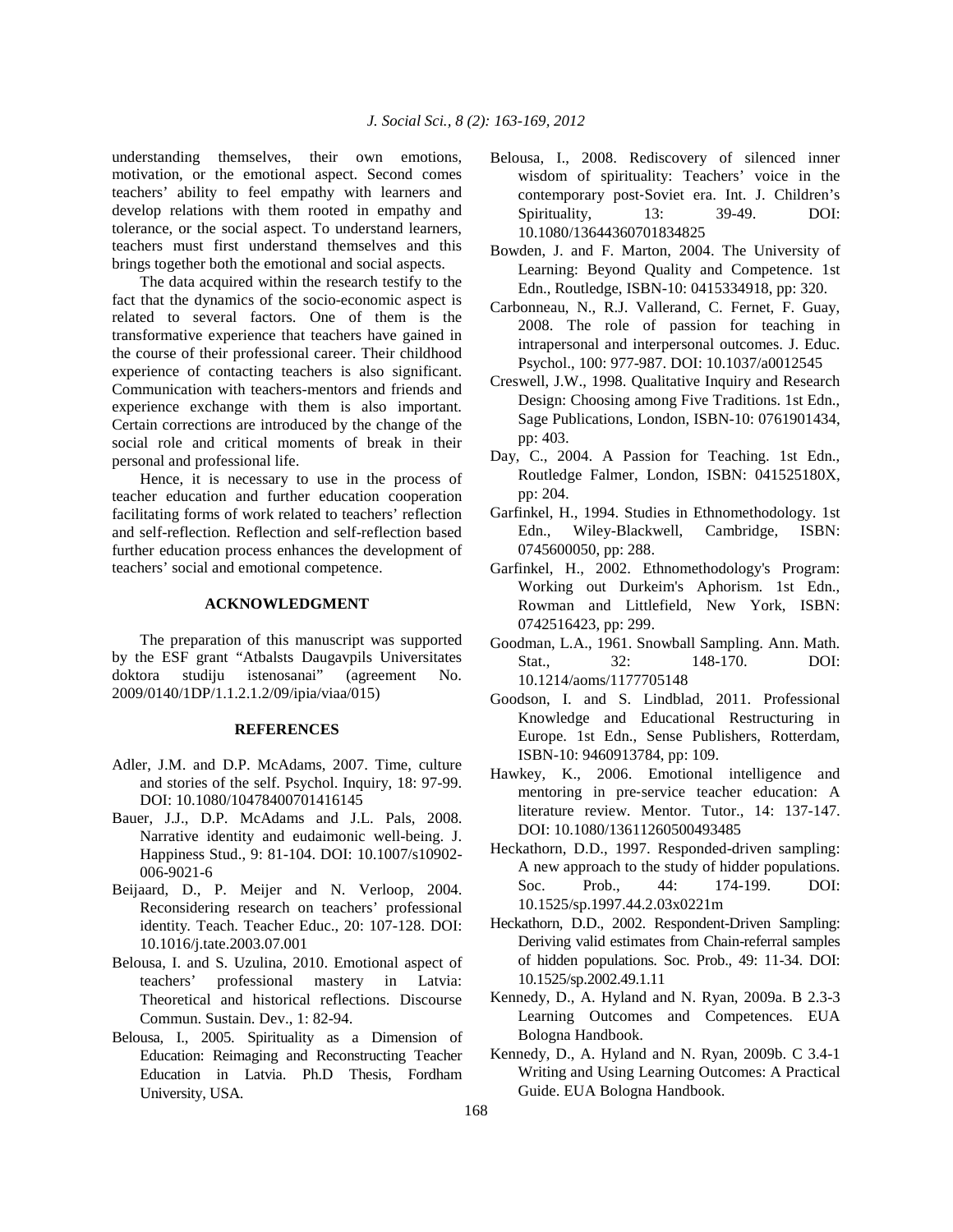understanding themselves, their own emotions, motivation, or the emotional aspect. Second comes teachers' ability to feel empathy with learners and develop relations with them rooted in empathy and tolerance, or the social aspect. To understand learners, teachers must first understand themselves and this brings together both the emotional and social aspects.

The data acquired within the research testify to the fact that the dynamics of the socio-economic aspect is related to several factors. One of them is the transformative experience that teachers have gained in the course of their professional career. Their childhood experience of contacting teachers is also significant. Communication with teachers-mentors and friends and experience exchange with them is also important. Certain corrections are introduced by the change of the social role and critical moments of break in their personal and professional life.

Hence, it is necessary to use in the process of teacher education and further education cooperation facilitating forms of work related to teachers' reflection and self-reflection. Reflection and self-reflection based further education process enhances the development of teachers' social and emotional competence.

## ACKNOWLEDGMENT

The preparation of this manuscript was supported by the ESF grant "Atbalsts Daugavpils Universitates doktora studiju istenosanai" (agreement No. 2009/0140/1DP/1.1.2.1.2/09/ipia/viaa/015)

## REFERENCES

Adler, J.M. and D.P. McAdams, 2007. Time, culture and stories of the self. Psychol. Inquiry, 18: 97-99. DOI: 10.1080/10478400701416145

Bauer, J.J., D.P. McAdams and J.L. Pals, 2008. Narrative identity and eudaimonic well-being. J. Happiness Stud., 9: 81-104. DOI: 10.1007/s10902-006-9021-6

Beijaard, D., P. Meijer and N. Verloop, 2004. Reconsidering research on teachers' professional identity. Teach. Teacher Educ., 20: 107-128. DOI: 10.1016/j.tate.2003.07.001

Belousa, I. and S. Uzulina, 2010. Emotional aspect of teachers' professional mastery in Latvia: Theoretical and historical reflections. Discourse Commun. Sustain. Dev., 1: 82-94.

Belousa, I., 2005. Spirituality as a Dimension of Education: Reimaging and Reconstructing Teacher Education in Latvia. Ph.D Thesis, Fordham University, USA.

Belousa, I., 2008. Rediscovery of silenced inner wisdom of spirituality: Teachers' voice in the contemporary post-Soviet era. Int. J. Children's Spirituality, 13: 39-49. DOI: 10.1080/13644360701834825

Bowden, J. and F. Marton, 2004. The University of Learning: Beyond Quality and Competence. 1st Edn., Routledge, ISBN-10: 0415334918, pp: 320.

Carbonneau, N., R.J. Vallerand, C. Fernet, F. Guay, 2008. The role of passion for teaching in intrapersonal and interpersonal outcomes. J. Educ. Psychol., 100: 977-987. DOI: 10.1037/a0012545

Creswell, J.W., 1998. Qualitative Inquiry and Research Design: Choosing among Five Traditions. 1st Edn., Sage Publications, London, ISBN-10: 0761901434, pp: 403.

Day, C., 2004. A Passion for Teaching. 1st Edn., Routledge Falmer, London, ISBN: 041525180X, pp: 204.

Garfinkel, H., 1994. Studies in Ethnomethodology. 1st Edn., Wiley-Blackwell, Cambridge, ISBN: 0745600050, pp: 288.

Garfinkel, H., 2002. Ethnomethodology's Program: Working out Durkeim's Aphorism. 1st Edn., Rowman and Littlefield, New York, ISBN: 0742516423, pp: 299.

Goodman, L.A., 1961. Snowball Sampling. Ann. Math. Stat., 32: 148-170. DOI: 10.1214/aoms/1177705148

Goodson, I. and S. Lindblad, 2011. Professional Knowledge and Educational Restructuring in Europe. 1st Edn., Sense Publishers, Rotterdam, ISBN-10: 9460913784, pp: 109.

Hawkey, K., 2006. Emotional intelligence and mentoring in pre-service teacher education: A literature review. Mentor. Tutor., 14: 137-147. DOI: 10.1080/13611260500493485

Heckathorn, D.D., 1997. Responded-driven sampling: A new approach to the study of hidder populations. Soc. Prob., 44: 174-199. DOI: 10.1525/sp.1997.44.2.03x0221m

Heckathorn, D.D., 2002. Respondent-Driven Sampling: Deriving valid estimates from Chain-referral samples of hidden populations. Soc. Prob., 49: 11-34. DOI: 10.1525/sp.2002.49.1.11

Kennedy, D., A. Hyland and N. Ryan, 2009a. B 2.3-3 Learning Outcomes and Competences. EUA Bologna Handbook.

Kennedy, D., A. Hyland and N. Ryan, 2009b. C 3.4-1 Writing and Using Learning Outcomes: A Practical Guide. EUA Bologna Handbook.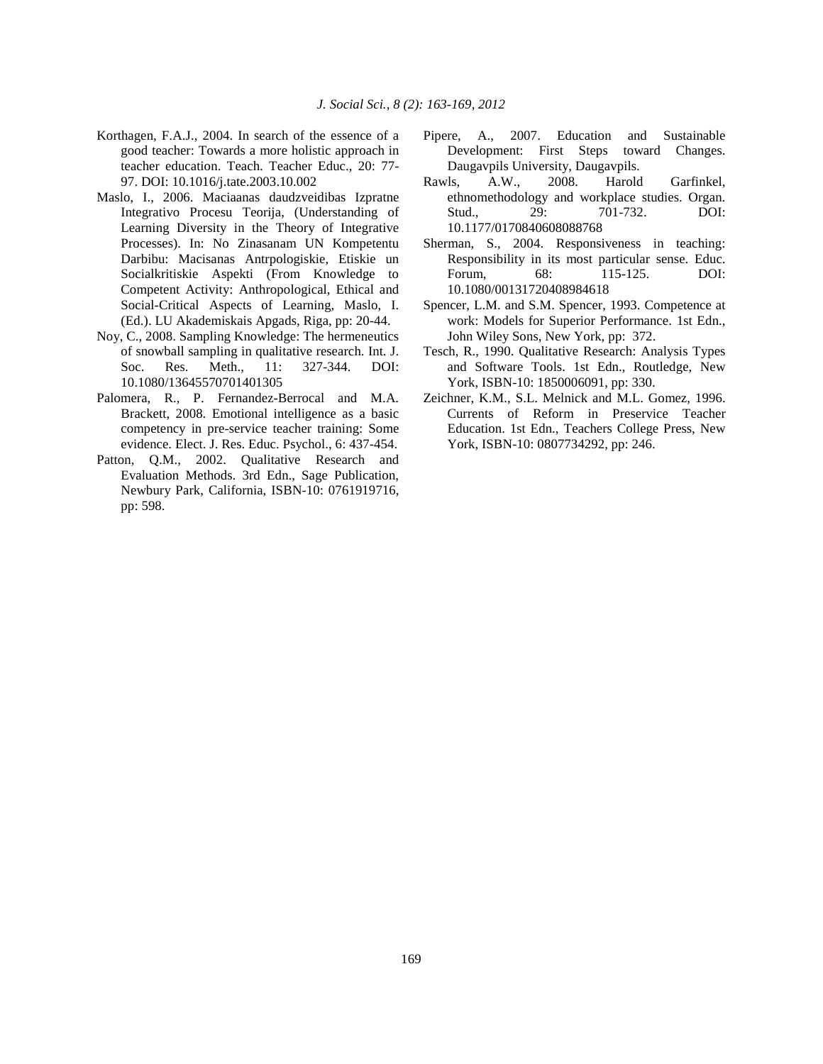Korthagen, F.A.J., 2004. In search of the essence of a good teacher: Towards a more holistic approach in teacher education. Teach. Teacher Educ., 20: 77-97. DOI: 10.1016/j.tate.2003.10.002

Maslo, I., 2006. Maciaanas daudzveidibas Izpratne Integrativo Procesu Teorija, (Understanding of Learning Diversity in the Theory of Integrative Processes). In: No Zinasanam UN Kompetentu Darbibu: Macisanas Antrpologiskie, Etiskie un Socialkritiskie Aspekti (From Knowledge to Competent Activity: Anthropological, Ethical and Social-Critical Aspects of Learning, Maslo, I. (Ed.). LU Akademiskais Apgads, Riga, pp: 20-44.

Noy, C., 2008. Sampling Knowledge: The hermeneutics of snowball sampling in qualitative research. Int. J. Soc. Res. Meth., 11: 327-344. DOI: 10.1080/13645570701401305

Palomera, R., P. Fernandez-Berrocal and M.A. Brackett, 2008. Emotional intelligence as a basic competency in pre-service teacher training: Some evidence. Elect. J. Res. Educ. Psychol., 6: 437-454.

Patton, Q.M., 2002. Qualitative Research and Evaluation Methods. 3rd Edn., Sage Publication, Newbury Park, California, ISBN-10: 0761919716, pp: 598.

Pipere, A., 2007. Education and Sustainable Development: First Steps toward Changes. Daugavpils University, Daugavpils.

Rawls, A.W., 2008. Harold Garfinkel, ethnomethodology and workplace studies. Organ. Stud., 29: 701-732. DOI: 10.1177/0170840608088768

Sherman, S., 2004. Responsiveness in teaching: Responsibility in its most particular sense. Educ. Forum, 68: 115-125. DOI: 10.1080/00131720408984618

Spencer, L.M. and S.M. Spencer, 1993. Competence at work: Models for Superior Performance. 1st Edn., John Wiley Sons, New York, pp: 372.

Tesch, R., 1990. Qualitative Research: Analysis Types and Software Tools. 1st Edn., Routledge, New York, ISBN-10: 1850006091, pp: 330.

Zeichner, K.M., S.L. Melnick and M.L. Gomez, 1996. Currents of Reform in Preservice Teacher Education. 1st Edn., Teachers College Press, New York, ISBN-10: 0807734292, pp: 246.